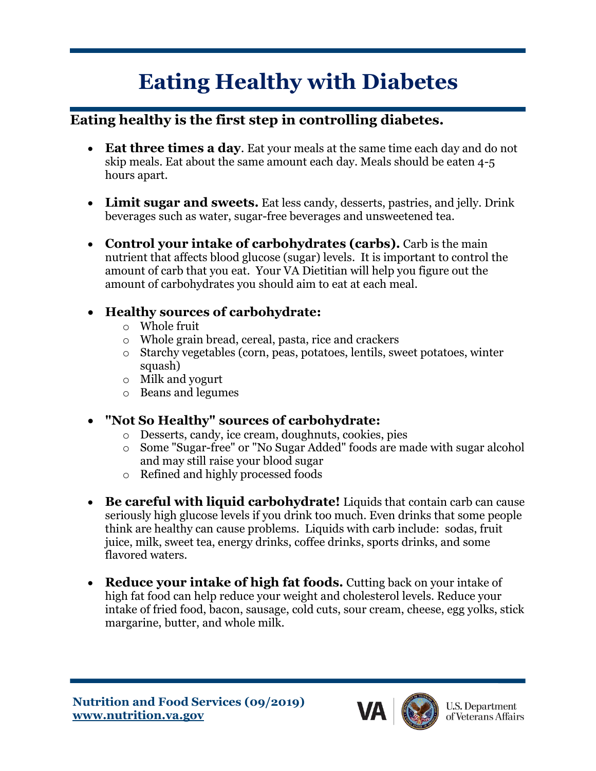# Eating Healthy with Diabetes

## Eating healthy is the first step in controlling diabetes.

- **Eat three times a day**. Eat your meals at the same time each day and do not skip meals. Eat about the same amount each day. Meals should be eaten 4-5 hours apart.

- **Limit sugar and sweets.** Eat less candy, desserts, pastries, and jelly. Drink beverages such as water, sugar-free beverages and unsweetened tea.

- **Control your intake of carbohydrates (carbs).** Carb is the main nutrient that affects blood glucose (sugar) levels. It is important to control the amount of carb that you eat. Your VA Dietitian will help you figure out the amount of carbohydrates you should aim to eat at each meal.

- **Healthy sources of carbohydrate:**
  - Whole fruit
  - Whole grain bread, cereal, pasta, rice and crackers
  - Starchy vegetables (corn, peas, potatoes, lentils, sweet potatoes, winter squash)
  - Milk and yogurt
  - Beans and legumes

- **"Not So Healthy" sources of carbohydrate:**
  - Desserts, candy, ice cream, doughnuts, cookies, pies
  - Some "Sugar-free" or "No Sugar Added" foods are made with sugar alcohol and may still raise your blood sugar
  - Refined and highly processed foods

- **Be careful with liquid carbohydrate!** Liquids that contain carb can cause seriously high glucose levels if you drink too much. Even drinks that some people think are healthy can cause problems. Liquids with carb include: sodas, fruit juice, milk, sweet tea, energy drinks, coffee drinks, sports drinks, and some flavored waters.

- **Reduce your intake of high fat foods.** Cutting back on your intake of high fat food can help reduce your weight and cholesterol levels. Reduce your intake of fried food, bacon, sausage, cold cuts, sour cream, cheese, egg yolks, stick margarine, butter, and whole milk.

**Nutrition and Food Services (09/2019)**
**www.nutrition.va.gov**

U.S. Department of Veterans Affairs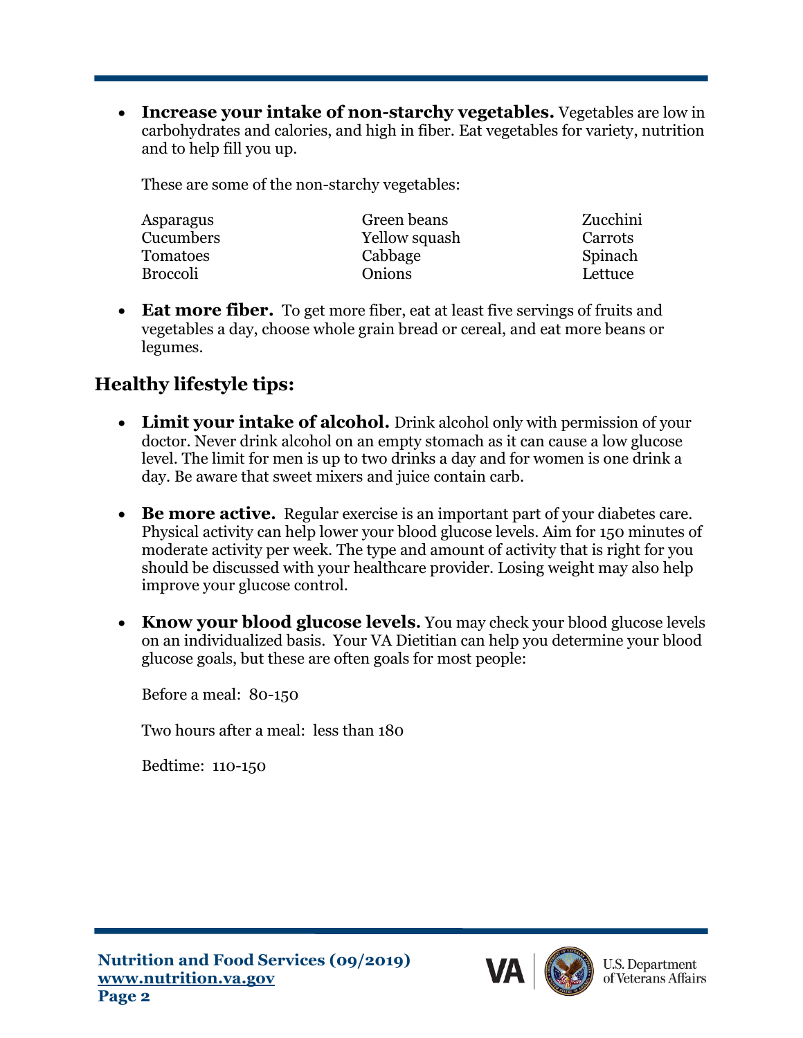- **Increase your intake of non-starchy vegetables.** Vegetables are low in carbohydrates and calories, and high in fiber. Eat vegetables for variety, nutrition and to help fill you up.

  These are some of the non-starchy vegetables:

  | | | |
  |---|---|---|
  | Asparagus | Green beans | Zucchini |
  | Cucumbers | Yellow squash | Carrots |
  | Tomatoes | Cabbage | Spinach |
  | Broccoli | Onions | Lettuce |

- **Eat more fiber.** To get more fiber, eat at least five servings of fruits and vegetables a day, choose whole grain bread or cereal, and eat more beans or legumes.

## Healthy lifestyle tips:

- **Limit your intake of alcohol.** Drink alcohol only with permission of your doctor. Never drink alcohol on an empty stomach as it can cause a low glucose level. The limit for men is up to two drinks a day and for women is one drink a day. Be aware that sweet mixers and juice contain carb.

- **Be more active.** Regular exercise is an important part of your diabetes care. Physical activity can help lower your blood glucose levels. Aim for 150 minutes of moderate activity per week. The type and amount of activity that is right for you should be discussed with your healthcare provider. Losing weight may also help improve your glucose control.

- **Know your blood glucose levels.** You may check your blood glucose levels on an individualized basis. Your VA Dietitian can help you determine your blood glucose goals, but these are often goals for most people:

  Before a meal: 80-150

  Two hours after a meal: less than 180

  Bedtime: 110-150

**Nutrition and Food Services (09/2019)**
**www.nutrition.va.gov**